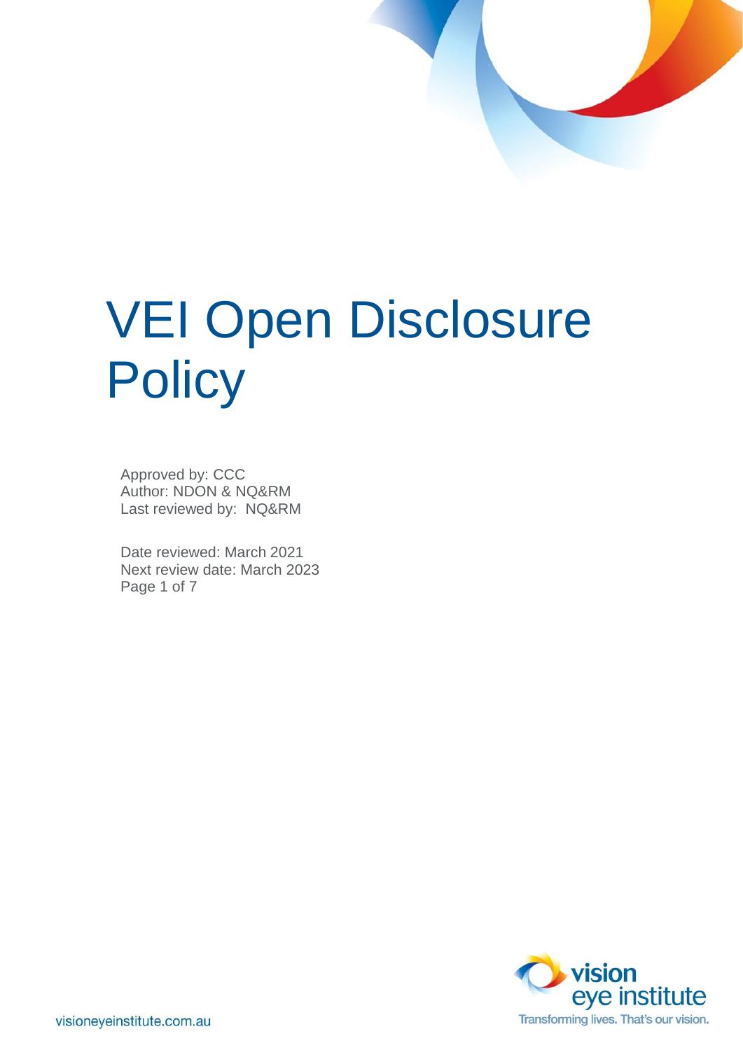# VEI Open Disclosure Policy

Approved by: CCC
Author: NDON & NQ&RM
Last reviewed by: NQ&RM

Date reviewed: March 2021
Next review date: March 2023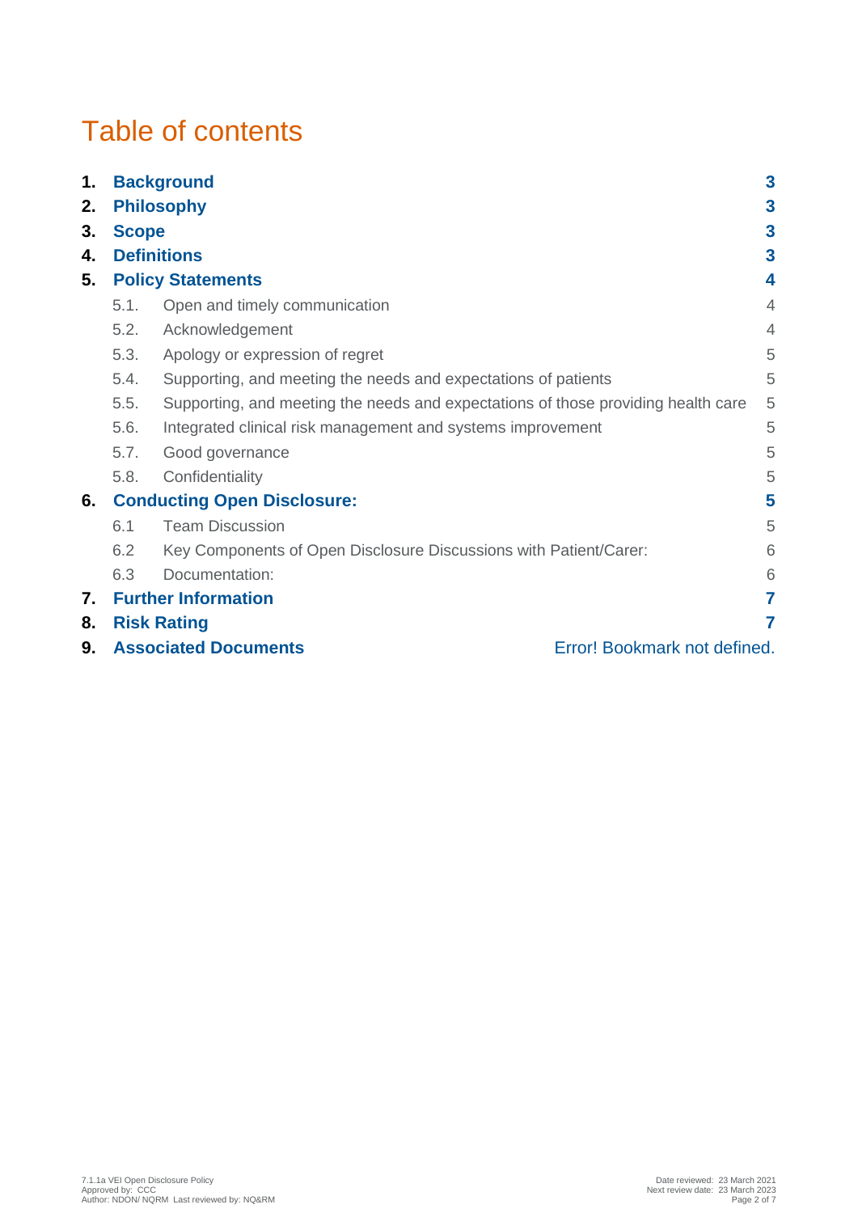# Table of contents

| | | |
|---|---|---|
| **1.** | **Background** | **3** |
| **2.** | **Philosophy** | **3** |
| **3.** | **Scope** | **3** |
| **4.** | **Definitions** | **3** |
| **5.** | **Policy Statements** | **4** |
| 5.1. | Open and timely communication | 4 |
| 5.2. | Acknowledgement | 4 |
| 5.3. | Apology or expression of regret | 5 |
| 5.4. | Supporting, and meeting the needs and expectations of patients | 5 |
| 5.5. | Supporting, and meeting the needs and expectations of those providing health care | 5 |
| 5.6. | Integrated clinical risk management and systems improvement | 5 |
| 5.7. | Good governance | 5 |
| 5.8. | Confidentiality | 5 |
| **6.** | **Conducting Open Disclosure:** | **5** |
| 6.1 | Team Discussion | 5 |
| 6.2 | Key Components of Open Disclosure Discussions with Patient/Carer: | 6 |
| 6.3 | Documentation: | 6 |
| **7.** | **Further Information** | **7** |
| **8.** | **Risk Rating** | **7** |
| **9.** | **Associated Documents** | Error! Bookmark not defined. |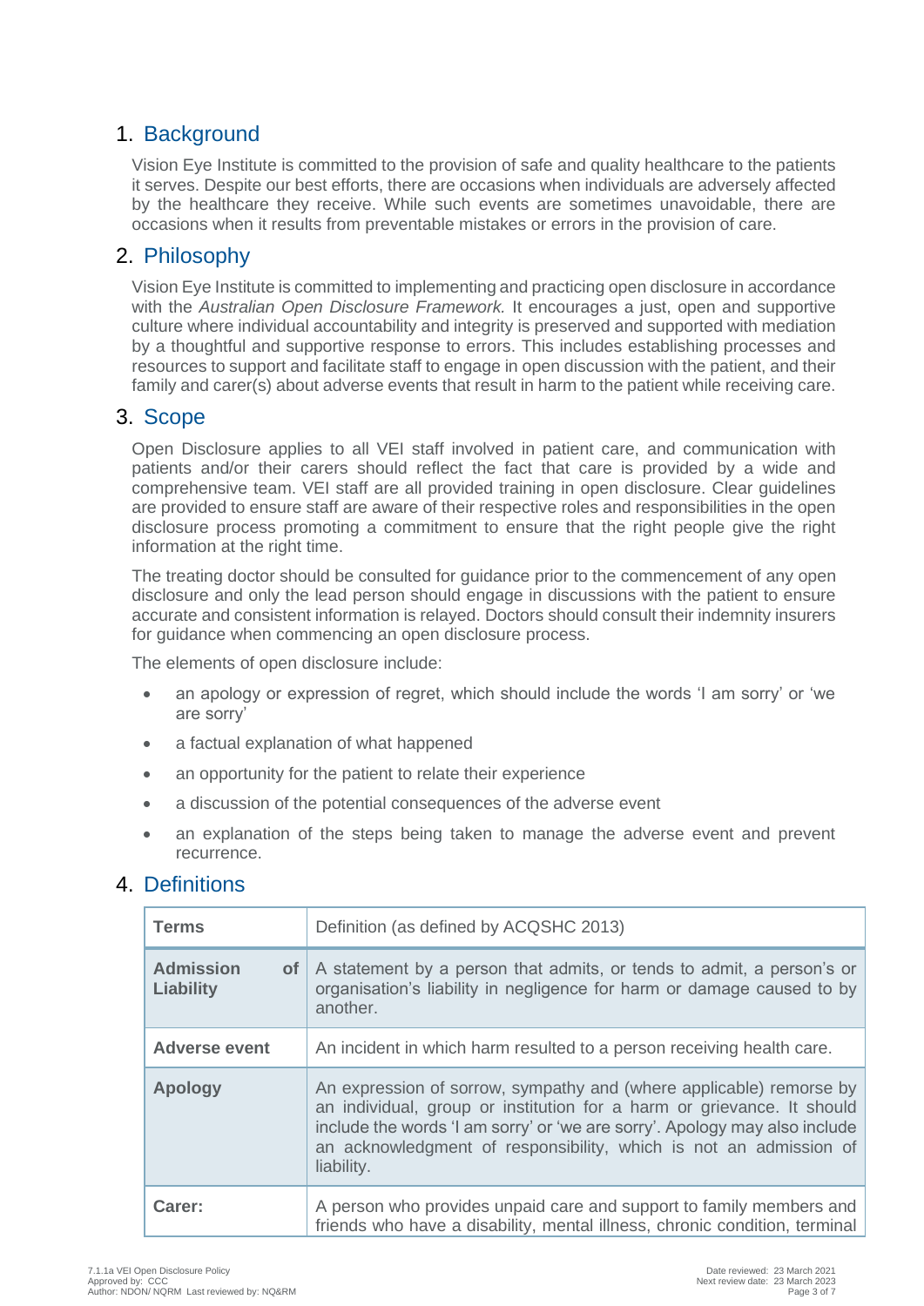## 1. Background

Vision Eye Institute is committed to the provision of safe and quality healthcare to the patients it serves. Despite our best efforts, there are occasions when individuals are adversely affected by the healthcare they receive. While such events are sometimes unavoidable, there are occasions when it results from preventable mistakes or errors in the provision of care.

## 2. Philosophy

Vision Eye Institute is committed to implementing and practicing open disclosure in accordance with the *Australian Open Disclosure Framework.* It encourages a just, open and supportive culture where individual accountability and integrity is preserved and supported with mediation by a thoughtful and supportive response to errors. This includes establishing processes and resources to support and facilitate staff to engage in open discussion with the patient, and their family and carer(s) about adverse events that result in harm to the patient while receiving care.

## 3. Scope

Open Disclosure applies to all VEI staff involved in patient care, and communication with patients and/or their carers should reflect the fact that care is provided by a wide and comprehensive team. VEI staff are all provided training in open disclosure. Clear guidelines are provided to ensure staff are aware of their respective roles and responsibilities in the open disclosure process promoting a commitment to ensure that the right people give the right information at the right time.

The treating doctor should be consulted for guidance prior to the commencement of any open disclosure and only the lead person should engage in discussions with the patient to ensure accurate and consistent information is relayed. Doctors should consult their indemnity insurers for guidance when commencing an open disclosure process.

The elements of open disclosure include:

- an apology or expression of regret, which should include the words 'I am sorry' or 'we are sorry'
- a factual explanation of what happened
- an opportunity for the patient to relate their experience
- a discussion of the potential consequences of the adverse event
- an explanation of the steps being taken to manage the adverse event and prevent recurrence.

## 4. Definitions

| Terms | Definition (as defined by ACQSHC 2013) |
|---|---|
| **Admission of Liability** | A statement by a person that admits, or tends to admit, a person's or organisation's liability in negligence for harm or damage caused to by another. |
| **Adverse event** | An incident in which harm resulted to a person receiving health care. |
| **Apology** | An expression of sorrow, sympathy and (where applicable) remorse by an individual, group or institution for a harm or grievance. It should include the words 'I am sorry' or 'we are sorry'. Apology may also include an acknowledgment of responsibility, which is not an admission of liability. |
| **Carer:** | A person who provides unpaid care and support to family members and friends who have a disability, mental illness, chronic condition, terminal |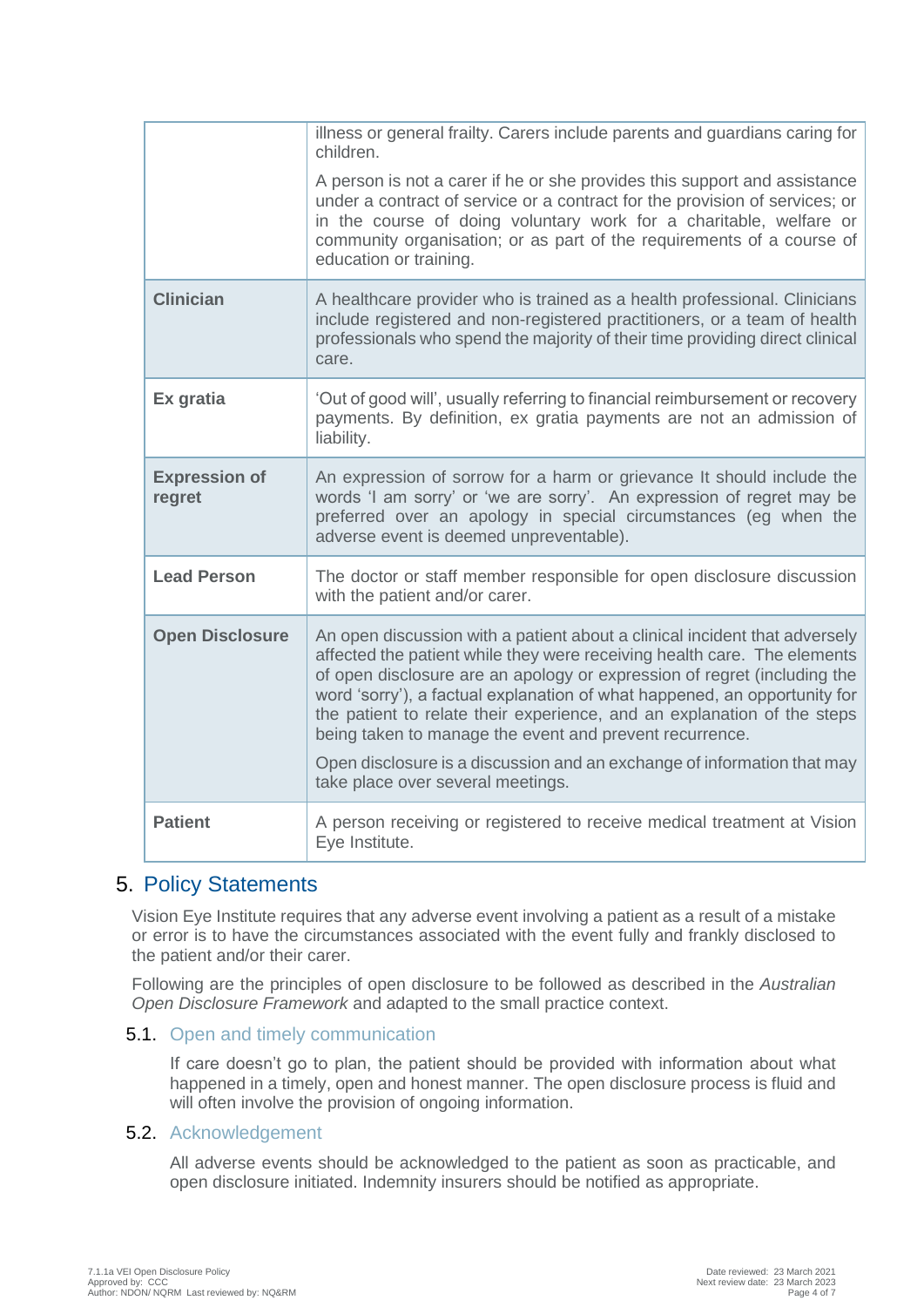| | |
|---|---|
| | illness or general frailty. Carers include parents and guardians caring for children.<br><br>A person is not a carer if he or she provides this support and assistance under a contract of service or a contract for the provision of services; or in the course of doing voluntary work for a charitable, welfare or community organisation; or as part of the requirements of a course of education or training. |
| **Clinician** | A healthcare provider who is trained as a health professional. Clinicians include registered and non-registered practitioners, or a team of health professionals who spend the majority of their time providing direct clinical care. |
| **Ex gratia** | 'Out of good will', usually referring to financial reimbursement or recovery payments. By definition, ex gratia payments are not an admission of liability. |
| **Expression of regret** | An expression of sorrow for a harm or grievance It should include the words 'I am sorry' or 'we are sorry'. An expression of regret may be preferred over an apology in special circumstances (eg when the adverse event is deemed unpreventable). |
| **Lead Person** | The doctor or staff member responsible for open disclosure discussion with the patient and/or carer. |
| **Open Disclosure** | An open discussion with a patient about a clinical incident that adversely affected the patient while they were receiving health care. The elements of open disclosure are an apology or expression of regret (including the word 'sorry'), a factual explanation of what happened, an opportunity for the patient to relate their experience, and an explanation of the steps being taken to manage the event and prevent recurrence.<br><br>Open disclosure is a discussion and an exchange of information that may take place over several meetings. |
| **Patient** | A person receiving or registered to receive medical treatment at Vision Eye Institute. |

## 5. Policy Statements

Vision Eye Institute requires that any adverse event involving a patient as a result of a mistake or error is to have the circumstances associated with the event fully and frankly disclosed to the patient and/or their carer.

Following are the principles of open disclosure to be followed as described in the *Australian Open Disclosure Framework* and adapted to the small practice context.

### 5.1. Open and timely communication

If care doesn't go to plan, the patient should be provided with information about what happened in a timely, open and honest manner. The open disclosure process is fluid and will often involve the provision of ongoing information.

### 5.2. Acknowledgement

All adverse events should be acknowledged to the patient as soon as practicable, and open disclosure initiated. Indemnity insurers should be notified as appropriate.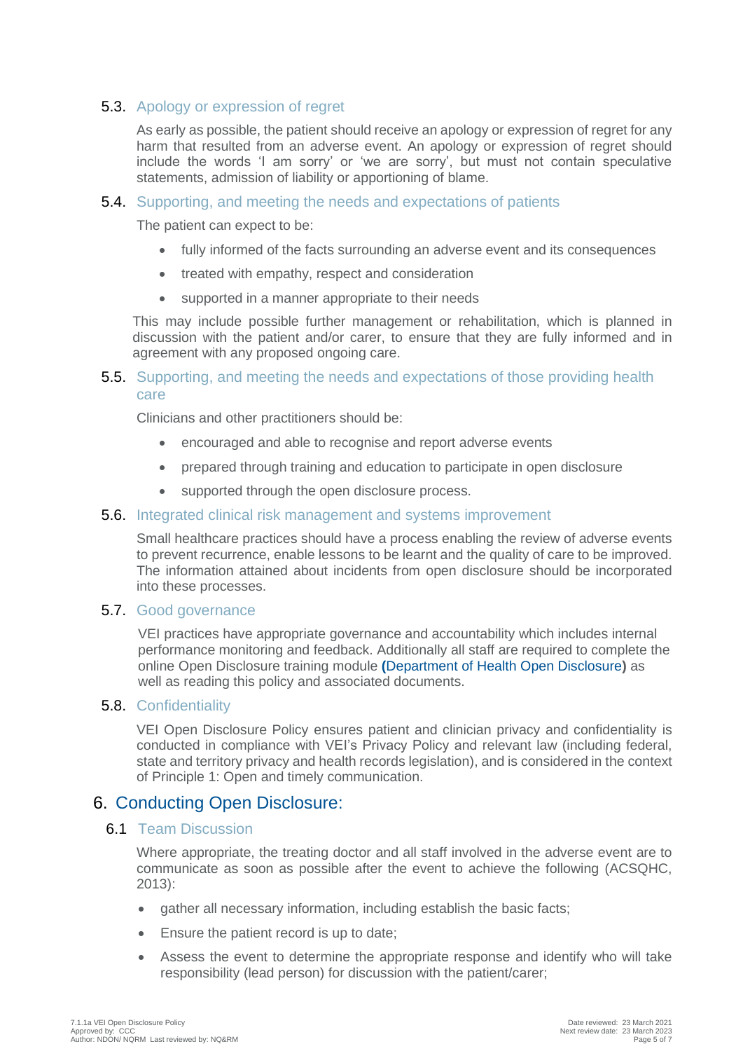### 5.3. Apology or expression of regret

As early as possible, the patient should receive an apology or expression of regret for any harm that resulted from an adverse event. An apology or expression of regret should include the words 'I am sorry' or 'we are sorry', but must not contain speculative statements, admission of liability or apportioning of blame.

### 5.4. Supporting, and meeting the needs and expectations of patients

The patient can expect to be:

- fully informed of the facts surrounding an adverse event and its consequences
- treated with empathy, respect and consideration
- supported in a manner appropriate to their needs

This may include possible further management or rehabilitation, which is planned in discussion with the patient and/or carer, to ensure that they are fully informed and in agreement with any proposed ongoing care.

### 5.5. Supporting, and meeting the needs and expectations of those providing health care

Clinicians and other practitioners should be:

- encouraged and able to recognise and report adverse events
- prepared through training and education to participate in open disclosure
- supported through the open disclosure process.

### 5.6. Integrated clinical risk management and systems improvement

Small healthcare practices should have a process enabling the review of adverse events to prevent recurrence, enable lessons to be learnt and the quality of care to be improved. The information attained about incidents from open disclosure should be incorporated into these processes.

### 5.7. Good governance

VEI practices have appropriate governance and accountability which includes internal performance monitoring and feedback. Additionally all staff are required to complete the online Open Disclosure training module **(**Department of Health Open Disclosure**)** as well as reading this policy and associated documents.

### 5.8. Confidentiality

VEI Open Disclosure Policy ensures patient and clinician privacy and confidentiality is conducted in compliance with VEI's Privacy Policy and relevant law (including federal, state and territory privacy and health records legislation), and is considered in the context of Principle 1: Open and timely communication.

## 6. Conducting Open Disclosure:

### 6.1 Team Discussion

Where appropriate, the treating doctor and all staff involved in the adverse event are to communicate as soon as possible after the event to achieve the following (ACSQHC, 2013):

- gather all necessary information, including establish the basic facts;
- Ensure the patient record is up to date;
- Assess the event to determine the appropriate response and identify who will take responsibility (lead person) for discussion with the patient/carer;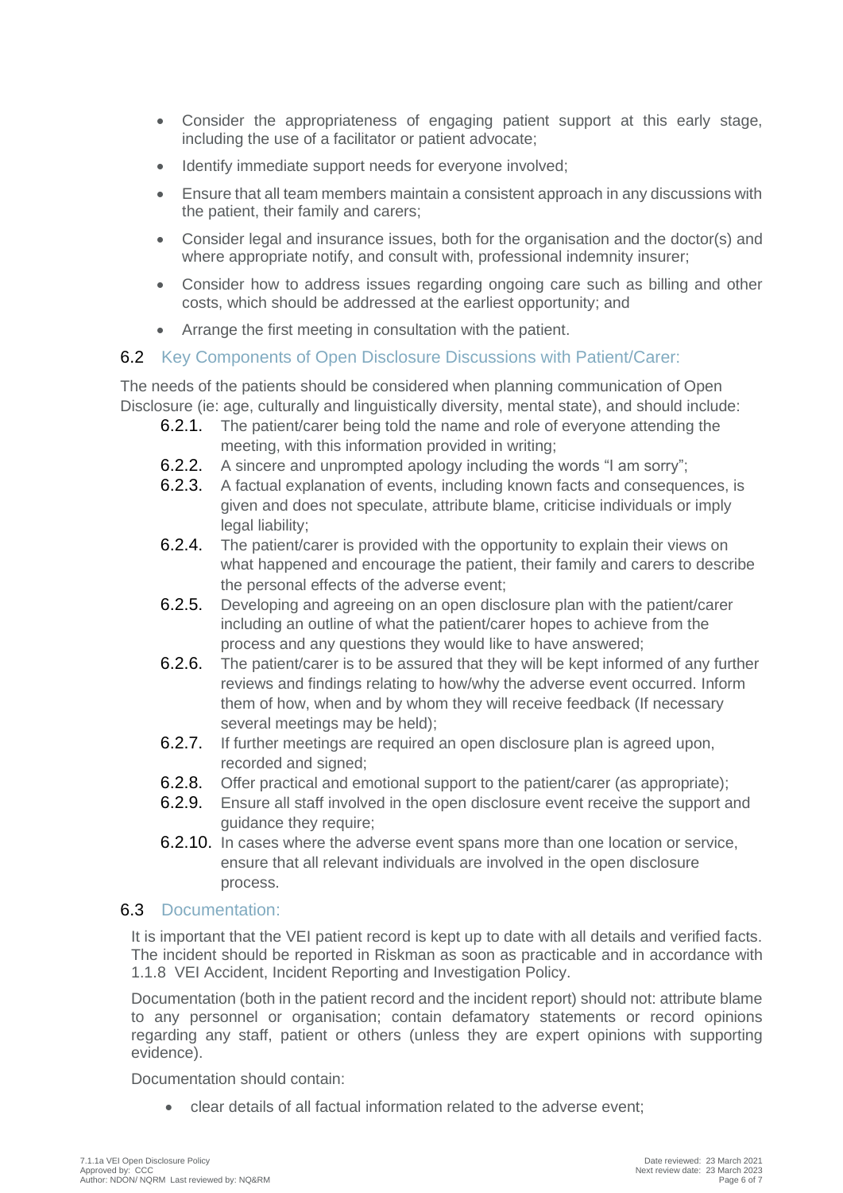- Consider the appropriateness of engaging patient support at this early stage, including the use of a facilitator or patient advocate;
- Identify immediate support needs for everyone involved;
- Ensure that all team members maintain a consistent approach in any discussions with the patient, their family and carers;
- Consider legal and insurance issues, both for the organisation and the doctor(s) and where appropriate notify, and consult with, professional indemnity insurer;
- Consider how to address issues regarding ongoing care such as billing and other costs, which should be addressed at the earliest opportunity; and
- Arrange the first meeting in consultation with the patient.

## 6.2 Key Components of Open Disclosure Discussions with Patient/Carer:

The needs of the patients should be considered when planning communication of Open Disclosure (ie: age, culturally and linguistically diversity, mental state), and should include:

- **6.2.1.** The patient/carer being told the name and role of everyone attending the meeting, with this information provided in writing;
- **6.2.2.** A sincere and unprompted apology including the words "I am sorry";
- **6.2.3.** A factual explanation of events, including known facts and consequences, is given and does not speculate, attribute blame, criticise individuals or imply legal liability;
- **6.2.4.** The patient/carer is provided with the opportunity to explain their views on what happened and encourage the patient, their family and carers to describe the personal effects of the adverse event;
- **6.2.5.** Developing and agreeing on an open disclosure plan with the patient/carer including an outline of what the patient/carer hopes to achieve from the process and any questions they would like to have answered;
- **6.2.6.** The patient/carer is to be assured that they will be kept informed of any further reviews and findings relating to how/why the adverse event occurred. Inform them of how, when and by whom they will receive feedback (If necessary several meetings may be held);
- **6.2.7.** If further meetings are required an open disclosure plan is agreed upon, recorded and signed;
- **6.2.8.** Offer practical and emotional support to the patient/carer (as appropriate);
- **6.2.9.** Ensure all staff involved in the open disclosure event receive the support and guidance they require;
- **6.2.10.** In cases where the adverse event spans more than one location or service, ensure that all relevant individuals are involved in the open disclosure process.

## 6.3 Documentation:

It is important that the VEI patient record is kept up to date with all details and verified facts. The incident should be reported in Riskman as soon as practicable and in accordance with 1.1.8 VEI Accident, Incident Reporting and Investigation Policy.

Documentation (both in the patient record and the incident report) should not: attribute blame to any personnel or organisation; contain defamatory statements or record opinions regarding any staff, patient or others (unless they are expert opinions with supporting evidence).

Documentation should contain:

- clear details of all factual information related to the adverse event;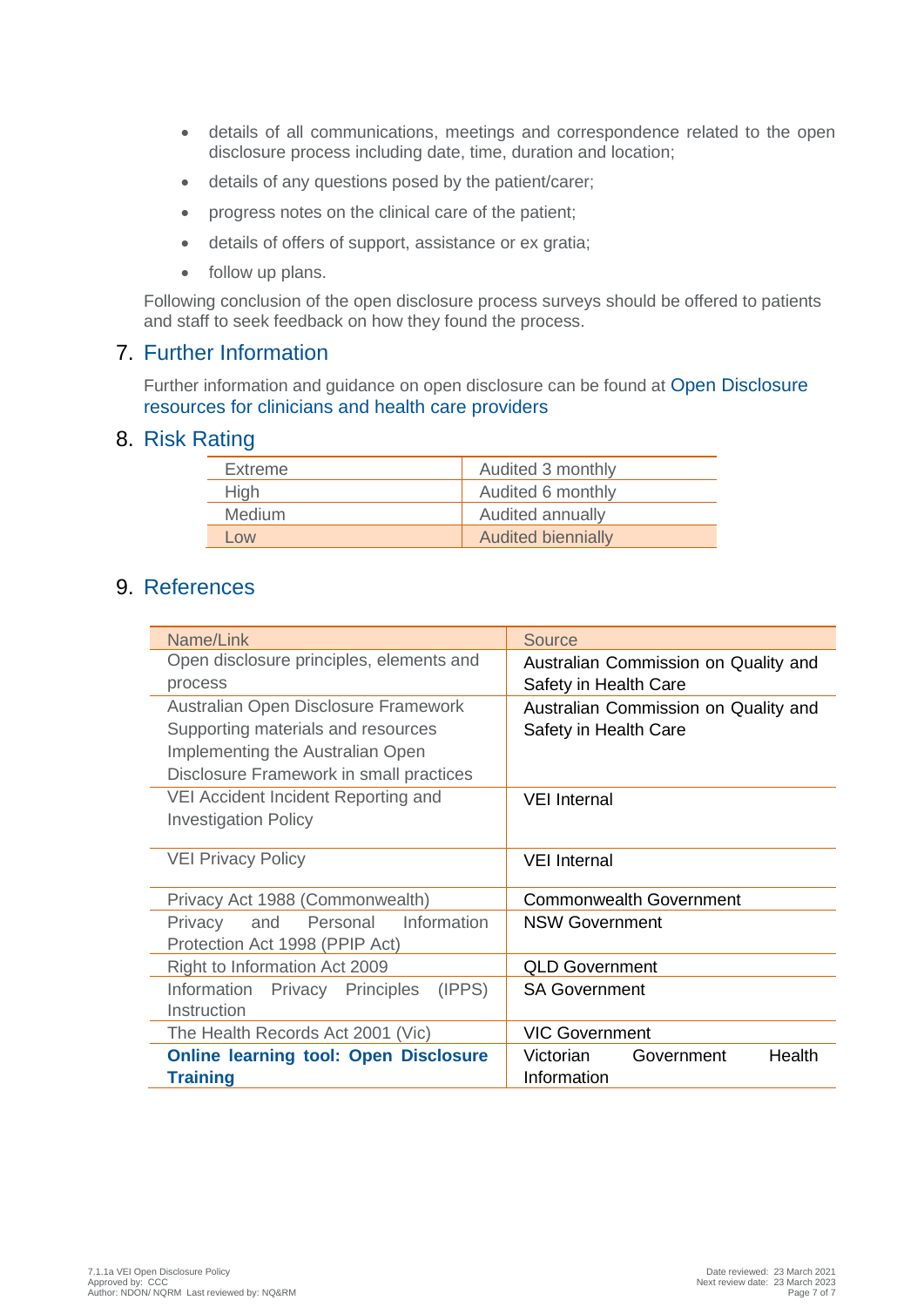- details of all communications, meetings and correspondence related to the open disclosure process including date, time, duration and location;
- details of any questions posed by the patient/carer;
- progress notes on the clinical care of the patient;
- details of offers of support, assistance or ex gratia;
- follow up plans.

Following conclusion of the open disclosure process surveys should be offered to patients and staff to seek feedback on how they found the process.

## 7. Further Information

Further information and guidance on open disclosure can be found at Open Disclosure resources for clinicians and health care providers

## 8. Risk Rating

| | |
|---|---|
| Extreme | Audited 3 monthly |
| High | Audited 6 monthly |
| Medium | Audited annually |
| Low | Audited biennially |

## 9. References

| Name/Link | Source |
|---|---|
| Open disclosure principles, elements and process | Australian Commission on Quality and Safety in Health Care |
| Australian Open Disclosure Framework<br>Supporting materials and resources<br>Implementing the Australian Open Disclosure Framework in small practices | Australian Commission on Quality and Safety in Health Care |
| VEI Accident Incident Reporting and Investigation Policy | VEI Internal |
| VEI Privacy Policy | VEI Internal |
| Privacy Act 1988 (Commonwealth) | Commonwealth Government |
| Privacy and Personal Information Protection Act 1998 (PPIP Act) | NSW Government |
| Right to Information Act 2009 | QLD Government |
| Information Privacy Principles (IPPS) Instruction | SA Government |
| The Health Records Act 2001 (Vic) | VIC Government |
| **Online learning tool: Open Disclosure Training** | Victorian Government Health Information |